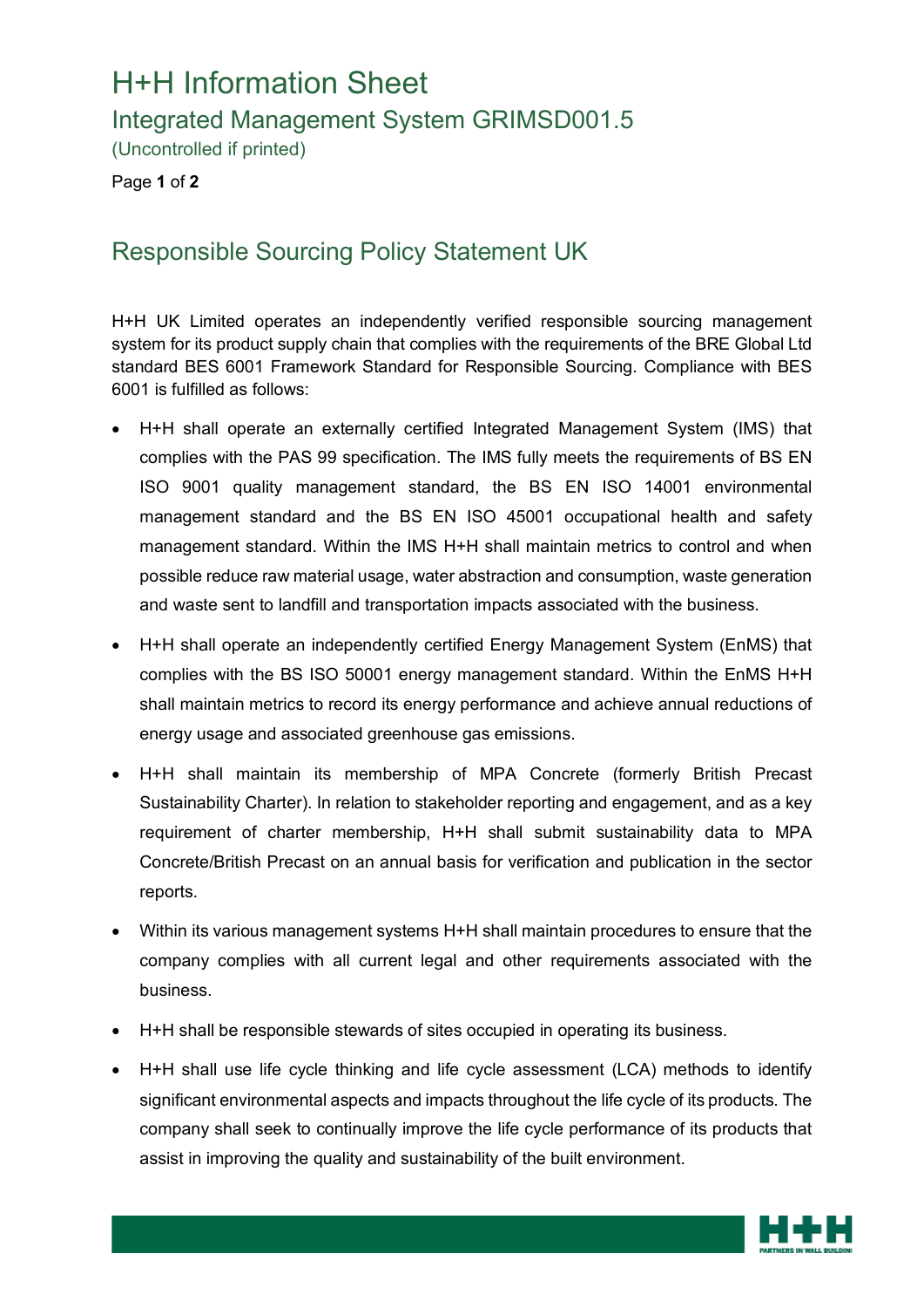# H+H Information Sheet

## Integrated Management System GRIMSD001.5

(Uncontrolled if printed)

## Responsible Sourcing Policy Statement UK

H+H UK Limited operates an independently verified responsible sourcing management system for its product supply chain that complies with the requirements of the BRE Global Ltd standard BES 6001 Framework Standard for Responsible Sourcing. Compliance with BES 6001 is fulfilled as follows:

- H+H shall operate an externally certified Integrated Management System (IMS) that complies with the PAS 99 specification. The IMS fully meets the requirements of BS EN ISO 9001 quality management standard, the BS EN ISO 14001 environmental management standard and the BS EN ISO 45001 occupational health and safety management standard. Within the IMS H+H shall maintain metrics to control and when possible reduce raw material usage, water abstraction and consumption, waste generation and waste sent to landfill and transportation impacts associated with the business.
- H+H shall operate an independently certified Energy Management System (EnMS) that complies with the BS ISO 50001 energy management standard. Within the EnMS H+H shall maintain metrics to record its energy performance and achieve annual reductions of energy usage and associated greenhouse gas emissions.
- H+H shall maintain its membership of MPA Concrete (formerly British Precast Sustainability Charter). In relation to stakeholder reporting and engagement, and as a key requirement of charter membership, H+H shall submit sustainability data to MPA Concrete/British Precast on an annual basis for verification and publication in the sector reports.
- Within its various management systems H+H shall maintain procedures to ensure that the company complies with all current legal and other requirements associated with the business.
- H+H shall be responsible stewards of sites occupied in operating its business.
- H+H shall use life cycle thinking and life cycle assessment (LCA) methods to identify significant environmental aspects and impacts throughout the life cycle of its products. The company shall seek to continually improve the life cycle performance of its products that assist in improving the quality and sustainability of the built environment.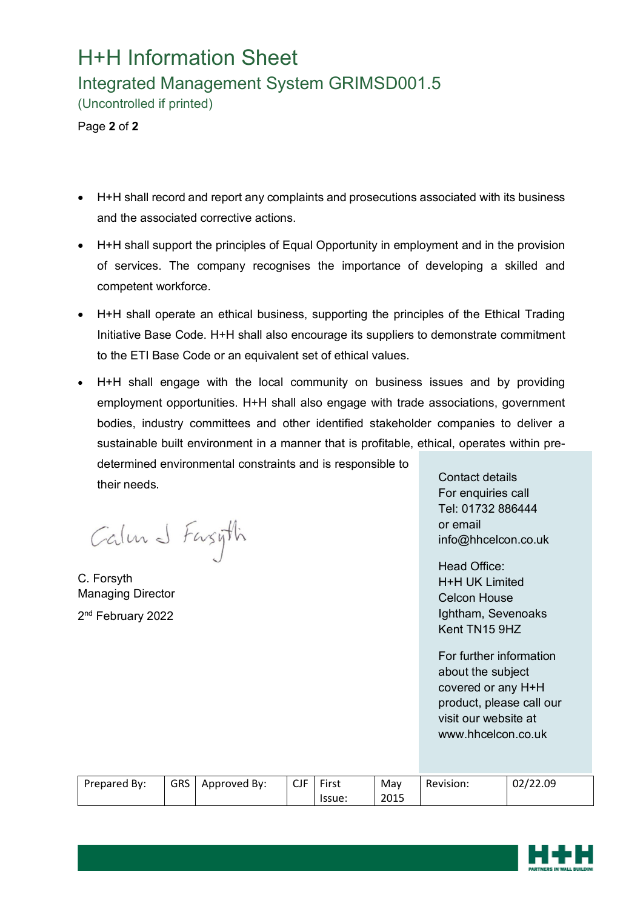- H+H shall record and report any complaints and prosecutions associated with its business and the associated corrective actions.
- H+H shall support the principles of Equal Opportunity in employment and in the provision of services. The company recognises the importance of developing a skilled and competent workforce.
- H+H shall operate an ethical business, supporting the principles of the Ethical Trading Initiative Base Code. H+H shall also encourage its suppliers to demonstrate commitment to the ETI Base Code or an equivalent set of ethical values.
- H+H shall engage with the local community on business issues and by providing employment opportunities. H+H shall also engage with trade associations, government bodies, industry committees and other identified stakeholder companies to deliver a sustainable built environment in a manner that is profitable, ethical, operates within pre-determined environmental constraints and is responsible to their needs.

Calum J Forsyth

C. Forsyth
Managing Director
2nd February 2022

Contact details
For enquiries call
Tel: 01732 886444
or email
info@hhcelcon.co.uk

Head Office:
H+H UK Limited
Celcon House
Ightham, Sevenoaks
Kent TN15 9HZ

For further information about the subject covered or any H+H product, please call our visit our website at www.hhcelcon.co.uk

| | | | | | | | |
|---|---|---|---|---|---|---|---|
| Prepared By: | GRS | Approved By: | CJF | First Issue: | May 2015 | Revision: | 02/22.09 |